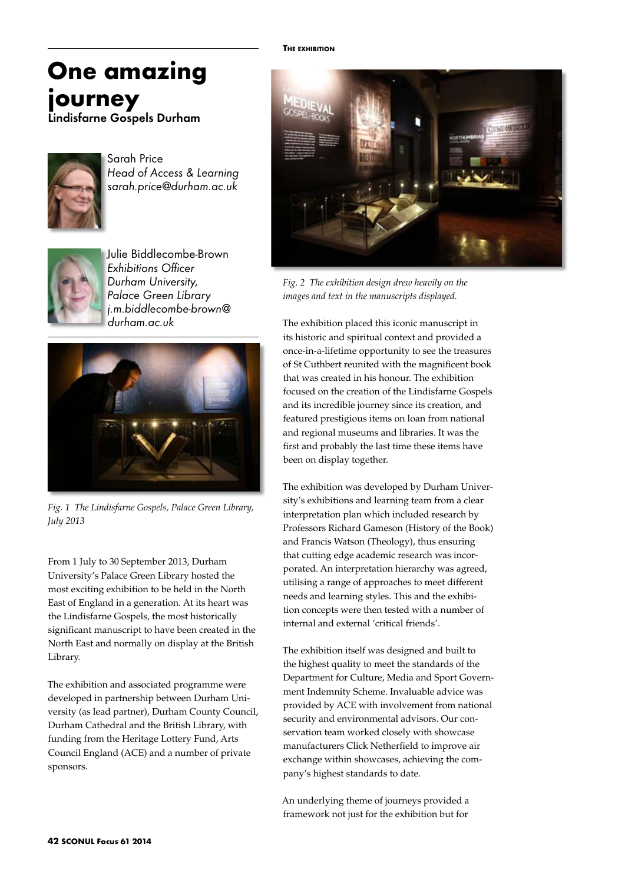# One amazing journey

## Lindisfarne Gospels Durham

Sarah Price
*Head of Access & Learning*
*sarah.price@durham.ac.uk*

Julie Biddlecombe-Brown
*Exhibitions Officer*
*Durham University, Palace Green Library*
*j.m.biddlecombe-brown@durham.ac.uk*

*Fig. 1 The Lindisfarne Gospels, Palace Green Library, July 2013*

From 1 July to 30 September 2013, Durham University's Palace Green Library hosted the most exciting exhibition to be held in the North East of England in a generation. At its heart was the Lindisfarne Gospels, the most historically significant manuscript to have been created in the North East and normally on display at the British Library.

The exhibition and associated programme were developed in partnership between Durham University (as lead partner), Durham County Council, Durham Cathedral and the British Library, with funding from the Heritage Lottery Fund, Arts Council England (ACE) and a number of private sponsors.

### The exhibition

*Fig. 2 The exhibition design drew heavily on the images and text in the manuscripts displayed.*

The exhibition placed this iconic manuscript in its historic and spiritual context and provided a once-in-a-lifetime opportunity to see the treasures of St Cuthbert reunited with the magnificent book that was created in his honour. The exhibition focused on the creation of the Lindisfarne Gospels and its incredible journey since its creation, and featured prestigious items on loan from national and regional museums and libraries. It was the first and probably the last time these items have been on display together.

The exhibition was developed by Durham University's exhibitions and learning team from a clear interpretation plan which included research by Professors Richard Gameson (History of the Book) and Francis Watson (Theology), thus ensuring that cutting edge academic research was incorporated. An interpretation hierarchy was agreed, utilising a range of approaches to meet different needs and learning styles. This and the exhibition concepts were then tested with a number of internal and external 'critical friends'.

The exhibition itself was designed and built to the highest quality to meet the standards of the Department for Culture, Media and Sport Government Indemnity Scheme. Invaluable advice was provided by ACE with involvement from national security and environmental advisors. Our conservation team worked closely with showcase manufacturers Click Netherfield to improve air exchange within showcases, achieving the company's highest standards to date.

An underlying theme of journeys provided a framework not just for the exhibition but for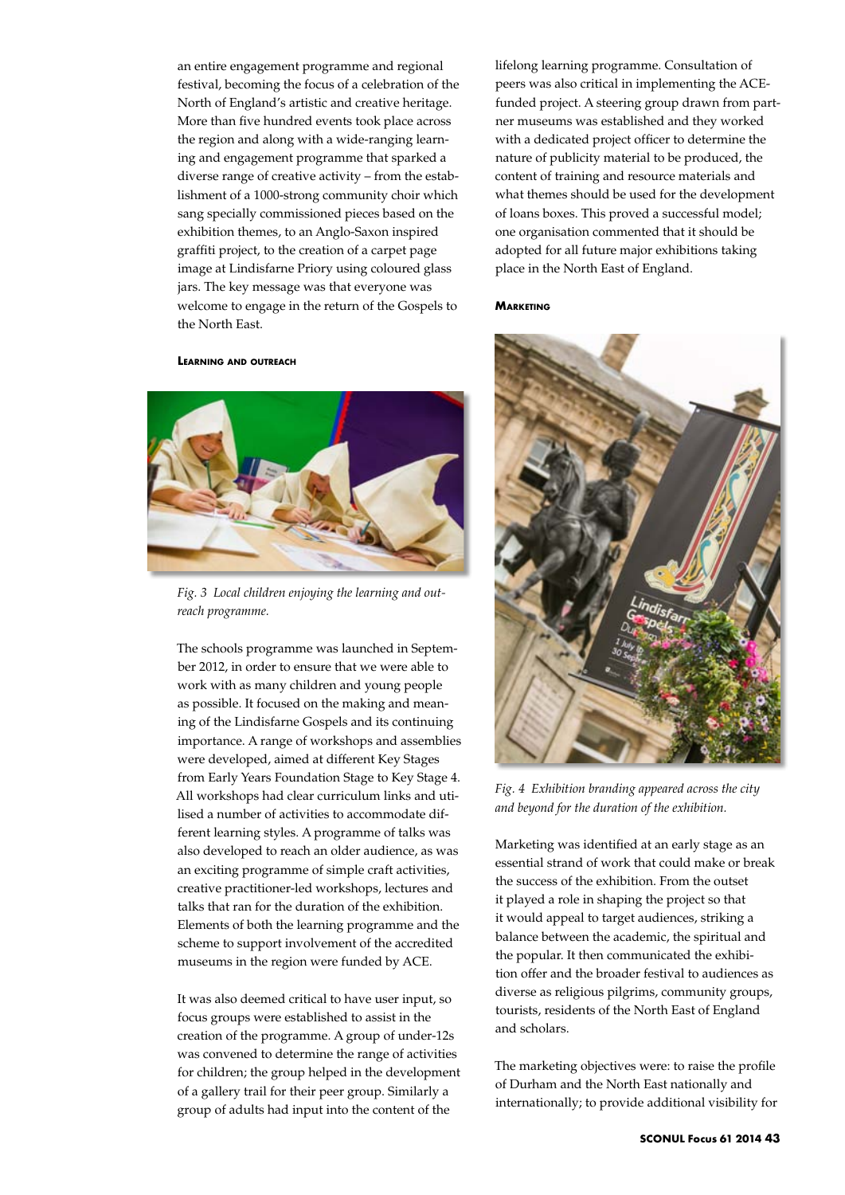an entire engagement programme and regional festival, becoming the focus of a celebration of the North of England's artistic and creative heritage. More than five hundred events took place across the region and along with a wide-ranging learning and engagement programme that sparked a diverse range of creative activity – from the establishment of a 1000-strong community choir which sang specially commissioned pieces based on the exhibition themes, to an Anglo-Saxon inspired graffiti project, to the creation of a carpet page image at Lindisfarne Priory using coloured glass jars. The key message was that everyone was welcome to engage in the return of the Gospels to the North East.

### Learning and outreach

*Fig. 3 Local children enjoying the learning and outreach programme.*

The schools programme was launched in September 2012, in order to ensure that we were able to work with as many children and young people as possible. It focused on the making and meaning of the Lindisfarne Gospels and its continuing importance. A range of workshops and assemblies were developed, aimed at different Key Stages from Early Years Foundation Stage to Key Stage 4. All workshops had clear curriculum links and utilised a number of activities to accommodate different learning styles. A programme of talks was also developed to reach an older audience, as was an exciting programme of simple craft activities, creative practitioner-led workshops, lectures and talks that ran for the duration of the exhibition. Elements of both the learning programme and the scheme to support involvement of the accredited museums in the region were funded by ACE.

It was also deemed critical to have user input, so focus groups were established to assist in the creation of the programme. A group of under-12s was convened to determine the range of activities for children; the group helped in the development of a gallery trail for their peer group. Similarly a group of adults had input into the content of the lifelong learning programme. Consultation of peers was also critical in implementing the ACE-funded project. A steering group drawn from partner museums was established and they worked with a dedicated project officer to determine the nature of publicity material to be produced, the content of training and resource materials and what themes should be used for the development of loans boxes. This proved a successful model; one organisation commented that it should be adopted for all future major exhibitions taking place in the North East of England.

### Marketing

*Fig. 4 Exhibition branding appeared across the city and beyond for the duration of the exhibition.*

Marketing was identified at an early stage as an essential strand of work that could make or break the success of the exhibition. From the outset it played a role in shaping the project so that it would appeal to target audiences, striking a balance between the academic, the spiritual and the popular. It then communicated the exhibition offer and the broader festival to audiences as diverse as religious pilgrims, community groups, tourists, residents of the North East of England and scholars.

The marketing objectives were: to raise the profile of Durham and the North East nationally and internationally; to provide additional visibility for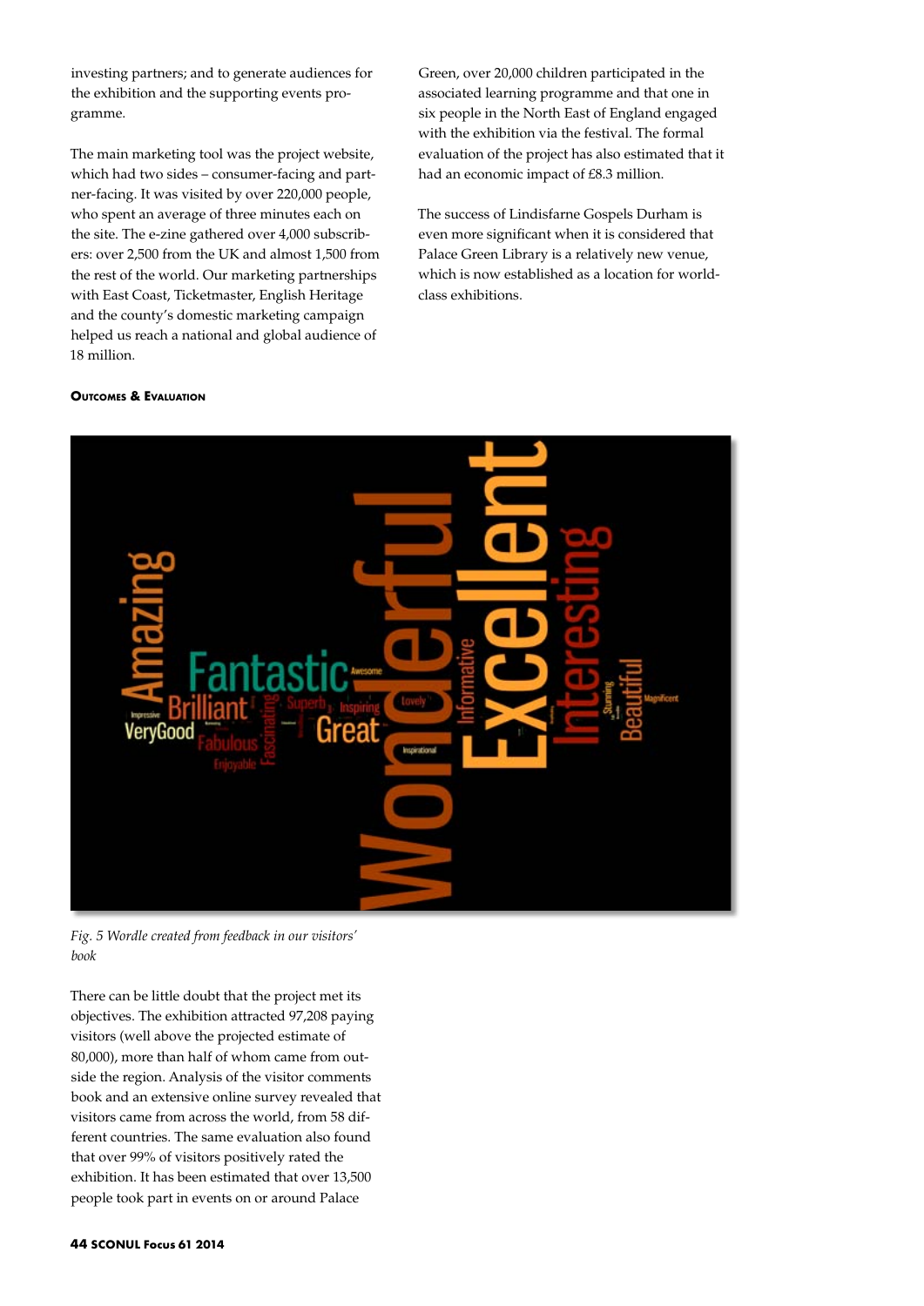investing partners; and to generate audiences for the exhibition and the supporting events programme.

The main marketing tool was the project website, which had two sides – consumer-facing and partner-facing. It was visited by over 220,000 people, who spent an average of three minutes each on the site. The e-zine gathered over 4,000 subscribers: over 2,500 from the UK and almost 1,500 from the rest of the world. Our marketing partnerships with East Coast, Ticketmaster, English Heritage and the county's domestic marketing campaign helped us reach a national and global audience of 18 million.

**Outcomes & Evaluation**

*Fig. 5 Wordle created from feedback in our visitors' book*

There can be little doubt that the project met its objectives. The exhibition attracted 97,208 paying visitors (well above the projected estimate of 80,000), more than half of whom came from outside the region. Analysis of the visitor comments book and an extensive online survey revealed that visitors came from across the world, from 58 different countries. The same evaluation also found that over 99% of visitors positively rated the exhibition. It has been estimated that over 13,500 people took part in events on or around Palace Green, over 20,000 children participated in the associated learning programme and that one in six people in the North East of England engaged with the exhibition via the festival. The formal evaluation of the project has also estimated that it had an economic impact of £8.3 million.

The success of Lindisfarne Gospels Durham is even more significant when it is considered that Palace Green Library is a relatively new venue, which is now established as a location for world-class exhibitions.